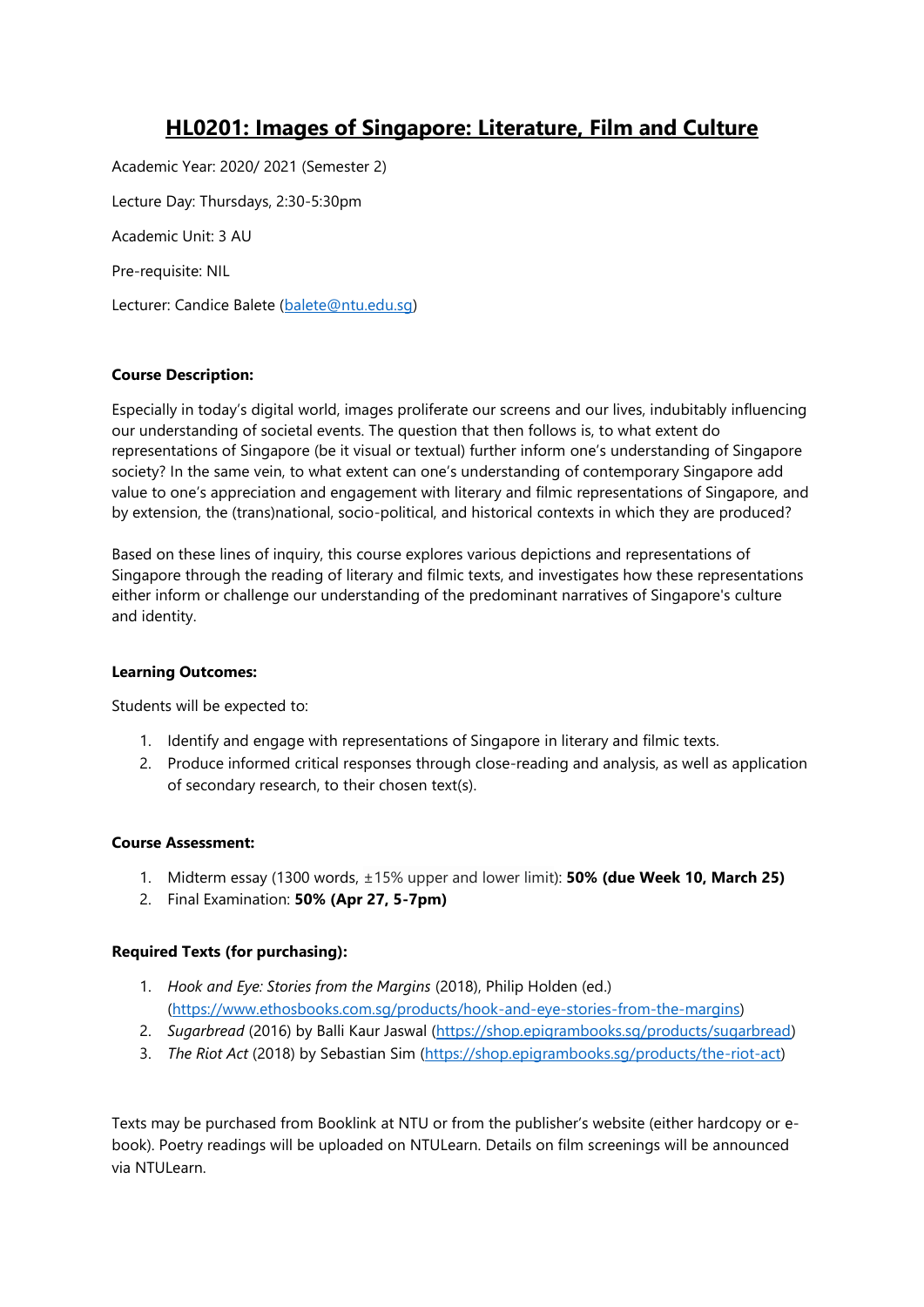# HL0201: Images of Singapore: Literature, Film and Culture

Academic Year: 2020/ 2021 (Semester 2)

Lecture Day: Thursdays, 2:30-5:30pm

Academic Unit: 3 AU

Pre-requisite: NIL

Lecturer: Candice Balete (balete@ntu.edu.sg)

**Course Description:**

Especially in today's digital world, images proliferate our screens and our lives, indubitably influencing our understanding of societal events. The question that then follows is, to what extent do representations of Singapore (be it visual or textual) further inform one's understanding of Singapore society? In the same vein, to what extent can one's understanding of contemporary Singapore add value to one's appreciation and engagement with literary and filmic representations of Singapore, and by extension, the (trans)national, socio-political, and historical contexts in which they are produced?

Based on these lines of inquiry, this course explores various depictions and representations of Singapore through the reading of literary and filmic texts, and investigates how these representations either inform or challenge our understanding of the predominant narratives of Singapore's culture and identity.

**Learning Outcomes:**

Students will be expected to:

1. Identify and engage with representations of Singapore in literary and filmic texts.
2. Produce informed critical responses through close-reading and analysis, as well as application of secondary research, to their chosen text(s).

**Course Assessment:**

1. Midterm essay (1300 words, ±15% upper and lower limit): **50% (due Week 10, March 25)**
2. Final Examination: **50% (Apr 27, 5-7pm)**

**Required Texts (for purchasing):**

1. *Hook and Eye: Stories from the Margins* (2018), Philip Holden (ed.) (https://www.ethosbooks.com.sg/products/hook-and-eye-stories-from-the-margins)
2. *Sugarbread* (2016) by Balli Kaur Jaswal (https://shop.epigrambooks.sg/products/sugarbread)
3. *The Riot Act* (2018) by Sebastian Sim (https://shop.epigrambooks.sg/products/the-riot-act)

Texts may be purchased from Booklink at NTU or from the publisher's website (either hardcopy or e-book). Poetry readings will be uploaded on NTULearn. Details on film screenings will be announced via NTULearn.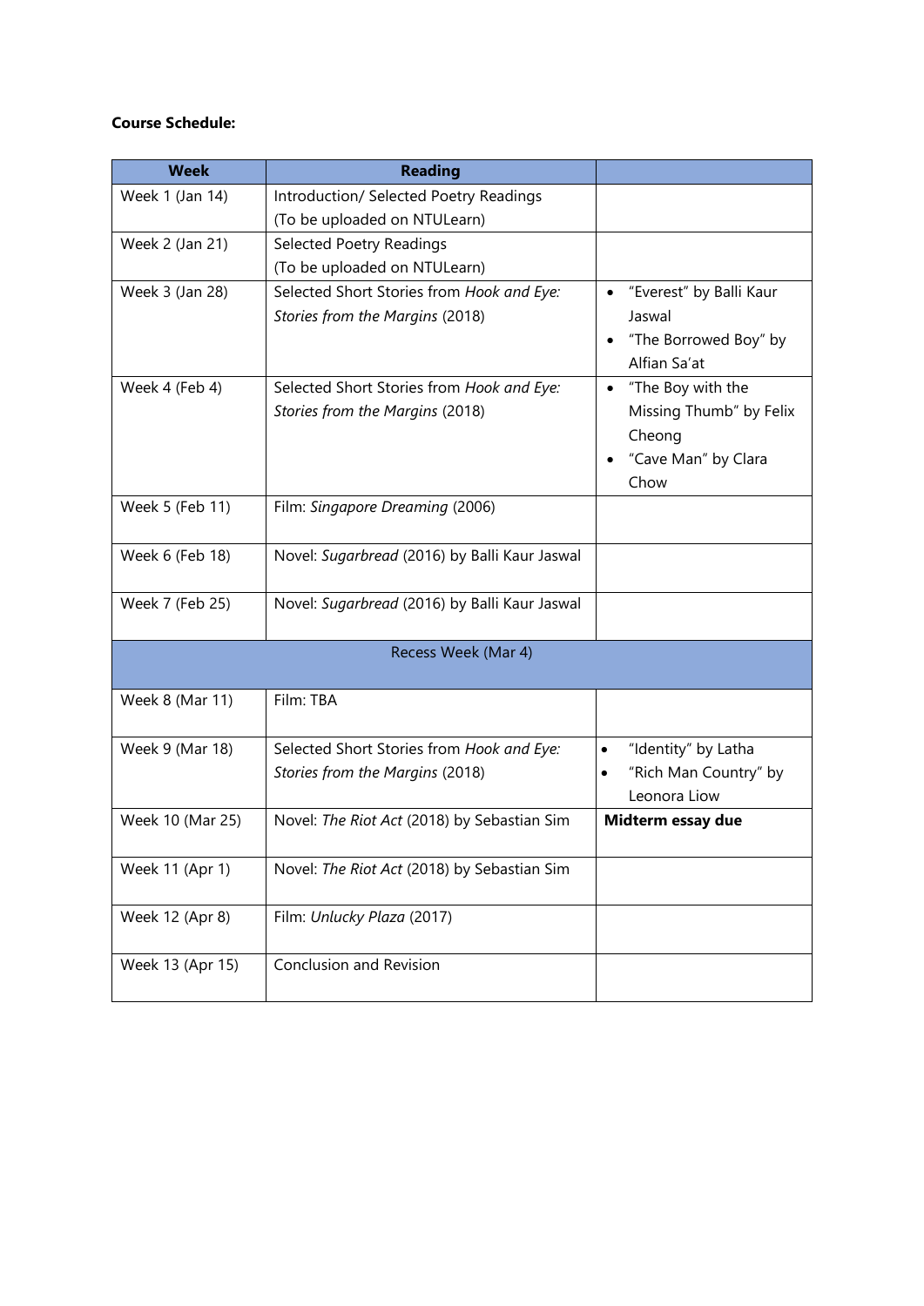**Course Schedule:**

| Week | Reading | |
|---|---|---|
| Week 1 (Jan 14) | Introduction/ Selected Poetry Readings (To be uploaded on NTULearn) | |
| Week 2 (Jan 21) | Selected Poetry Readings (To be uploaded on NTULearn) | |
| Week 3 (Jan 28) | Selected Short Stories from *Hook and Eye: Stories from the Margins* (2018) | • "Everest" by Balli Kaur Jaswal<br>• "The Borrowed Boy" by Alfian Sa'at |
| Week 4 (Feb 4) | Selected Short Stories from *Hook and Eye: Stories from the Margins* (2018) | • "The Boy with the Missing Thumb" by Felix Cheong<br>• "Cave Man" by Clara Chow |
| Week 5 (Feb 11) | Film: *Singapore Dreaming* (2006) | |
| Week 6 (Feb 18) | Novel: *Sugarbread* (2016) by Balli Kaur Jaswal | |
| Week 7 (Feb 25) | Novel: *Sugarbread* (2016) by Balli Kaur Jaswal | |
| Recess Week (Mar 4) | | |
| Week 8 (Mar 11) | Film: TBA | |
| Week 9 (Mar 18) | Selected Short Stories from *Hook and Eye: Stories from the Margins* (2018) | • "Identity" by Latha<br>• "Rich Man Country" by Leonora Liow |
| Week 10 (Mar 25) | Novel: *The Riot Act* (2018) by Sebastian Sim | **Midterm essay due** |
| Week 11 (Apr 1) | Novel: *The Riot Act* (2018) by Sebastian Sim | |
| Week 12 (Apr 8) | Film: *Unlucky Plaza* (2017) | |
| Week 13 (Apr 15) | Conclusion and Revision | |